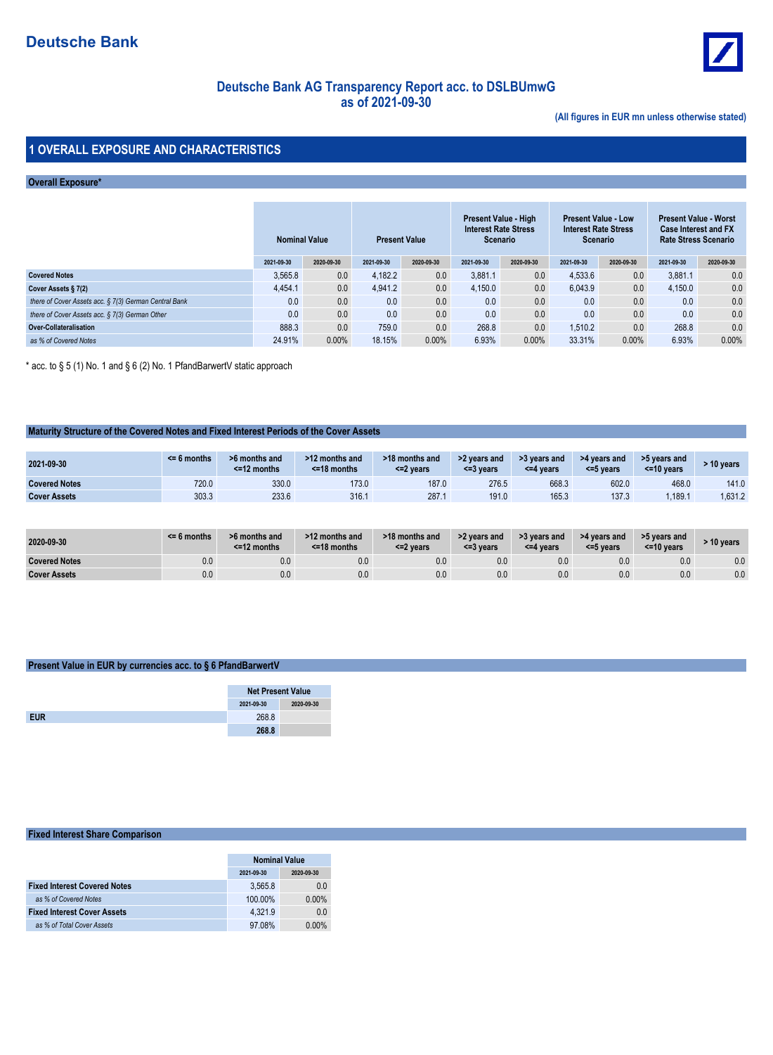# Deutsche Bank

## Deutsche Bank AG Transparency Report acc. to DSLBUmwG as of 2021-09-30

(All figures in EUR mn unless otherwise stated)

## 1 OVERALL EXPOSURE AND CHARACTERISTICS

### Overall Exposure*

| | Nominal Value | | Present Value | | Present Value - High Interest Rate Stress Scenario | | Present Value - Low Interest Rate Stress Scenario | | Present Value - Worst Case Interest and FX Rate Stress Scenario | |
|---|---|---|---|---|---|---|---|---|---|---|
| | 2021-09-30 | 2020-09-30 | 2021-09-30 | 2020-09-30 | 2021-09-30 | 2020-09-30 | 2021-09-30 | 2020-09-30 | 2021-09-30 | 2020-09-30 |
| **Covered Notes** | 3,565.8 | 0.0 | 4,182.2 | 0.0 | 3,881.1 | 0.0 | 4,533.6 | 0.0 | 3,881.1 | 0.0 |
| **Cover Assets § 7(2)** | 4,454.1 | 0.0 | 4,941.2 | 0.0 | 4,150.0 | 0.0 | 6,043.9 | 0.0 | 4,150.0 | 0.0 |
| *there of Cover Assets acc. § 7(3) German Central Bank* | 0.0 | 0.0 | 0.0 | 0.0 | 0.0 | 0.0 | 0.0 | 0.0 | 0.0 | 0.0 |
| *there of Cover Assets acc. § 7(3) German Other* | 0.0 | 0.0 | 0.0 | 0.0 | 0.0 | 0.0 | 0.0 | 0.0 | 0.0 | 0.0 |
| **Over-Collateralisation** | 888.3 | 0.0 | 759.0 | 0.0 | 268.8 | 0.0 | 1,510.2 | 0.0 | 268.8 | 0.0 |
| *as % of Covered Notes* | 24.91% | 0.00% | 18.15% | 0.00% | 6.93% | 0.00% | 33.31% | 0.00% | 6.93% | 0.00% |

* acc. to § 5 (1) No. 1 and § 6 (2) No. 1 PfandBarwertV static approach

### Maturity Structure of the Covered Notes and Fixed Interest Periods of the Cover Assets

| 2021-09-30 | <= 6 months | >6 months and <=12 months | >12 months and <=18 months | >18 months and <=2 years | >2 years and <=3 years | >3 years and <=4 years | >4 years and <=5 years | >5 years and <=10 years | > 10 years |
|---|---|---|---|---|---|---|---|---|---|
| **Covered Notes** | 720.0 | 330.0 | 173.0 | 187.0 | 276.5 | 668.3 | 602.0 | 468.0 | 141.0 |
| **Cover Assets** | 303.3 | 233.6 | 316.1 | 287.1 | 191.0 | 165.3 | 137.3 | 1,189.1 | 1,631.2 |

| 2020-09-30 | <= 6 months | >6 months and <=12 months | >12 months and <=18 months | >18 months and <=2 years | >2 years and <=3 years | >3 years and <=4 years | >4 years and <=5 years | >5 years and <=10 years | > 10 years |
|---|---|---|---|---|---|---|---|---|---|
| **Covered Notes** | 0.0 | 0.0 | 0.0 | 0.0 | 0.0 | 0.0 | 0.0 | 0.0 | 0.0 |
| **Cover Assets** | 0.0 | 0.0 | 0.0 | 0.0 | 0.0 | 0.0 | 0.0 | 0.0 | 0.0 |

### Present Value in EUR by currencies acc. to § 6 PfandBarwertV

| | Net Present Value | |
|---|---|---|
| | 2021-09-30 | 2020-09-30 |
| **EUR** | 268.8 | |
| | **268.8** | |

### Fixed Interest Share Comparison

| | Nominal Value | |
|---|---|---|
| | 2021-09-30 | 2020-09-30 |
| **Fixed Interest Covered Notes** | 3,565.8 | 0.0 |
| *as % of Covered Notes* | 100.00% | 0.00% |
| **Fixed Interest Cover Assets** | 4,321.9 | 0.0 |
| *as % of Total Cover Assets* | 97.08% | 0.00% |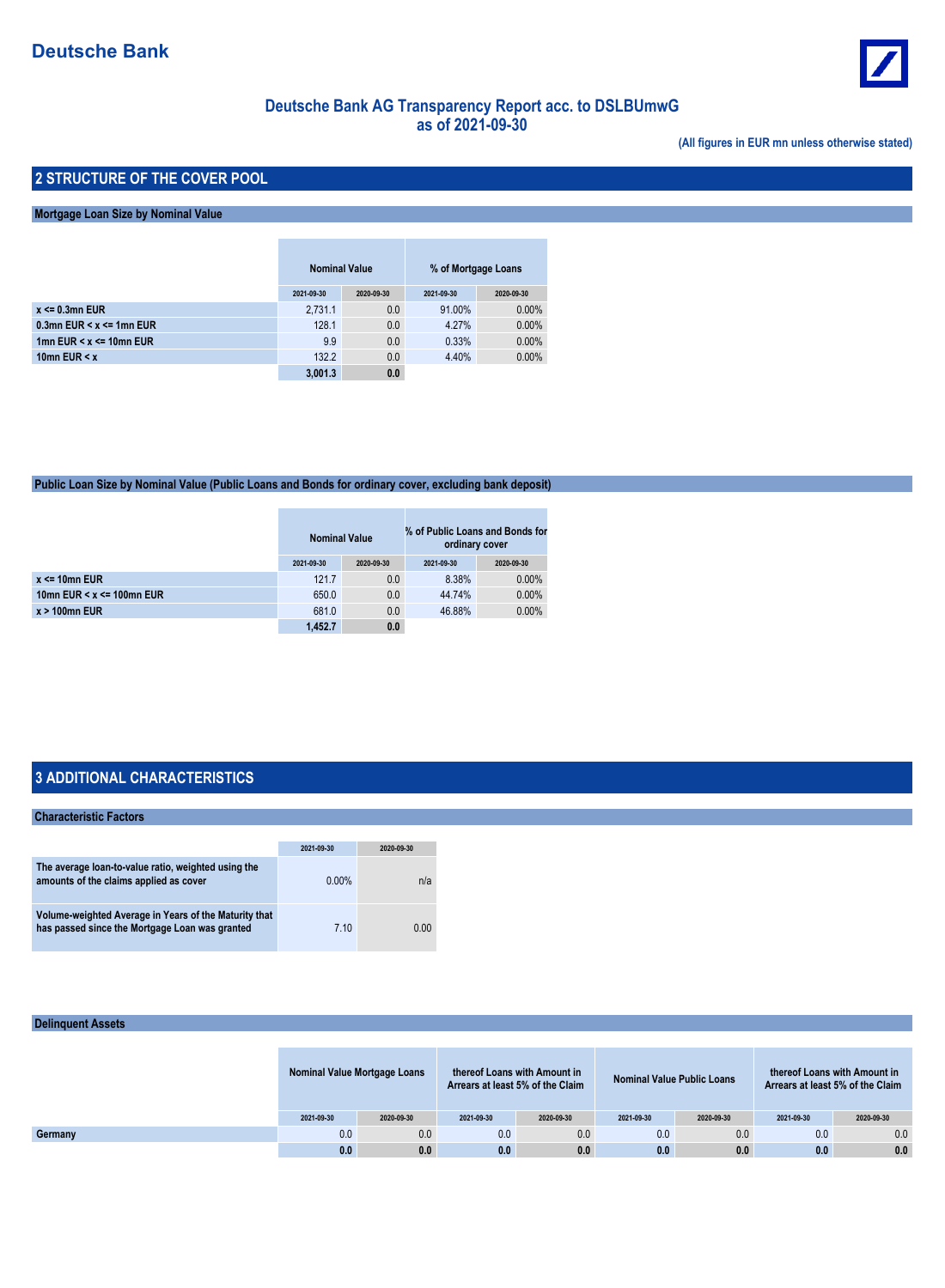# Deutsche Bank

## Deutsche Bank AG Transparency Report acc. to DSLBUmwG
## as of 2021-09-30

**(All figures in EUR mn unless otherwise stated)**

## 2 STRUCTURE OF THE COVER POOL

### Mortgage Loan Size by Nominal Value

| | Nominal Value | | % of Mortgage Loans | |
|---|---|---|---|---|
| | 2021-09-30 | 2020-09-30 | 2021-09-30 | 2020-09-30 |
| **x <= 0.3mn EUR** | 2,731.1 | 0.0 | 91.00% | 0.00% |
| **0.3mn EUR < x <= 1mn EUR** | 128.1 | 0.0 | 4.27% | 0.00% |
| **1mn EUR < x <= 10mn EUR** | 9.9 | 0.0 | 0.33% | 0.00% |
| **10mn EUR < x** | 132.2 | 0.0 | 4.40% | 0.00% |
| | **3,001.3** | **0.0** | | |

### Public Loan Size by Nominal Value (Public Loans and Bonds for ordinary cover, excluding bank deposit)

| | Nominal Value | | % of Public Loans and Bonds for ordinary cover | |
|---|---|---|---|---|
| | 2021-09-30 | 2020-09-30 | 2021-09-30 | 2020-09-30 |
| **x <= 10mn EUR** | 121.7 | 0.0 | 8.38% | 0.00% |
| **10mn EUR < x <= 100mn EUR** | 650.0 | 0.0 | 44.74% | 0.00% |
| **x > 100mn EUR** | 681.0 | 0.0 | 46.88% | 0.00% |
| | **1,452.7** | **0.0** | | |

## 3 ADDITIONAL CHARACTERISTICS

### Characteristic Factors

| | 2021-09-30 | 2020-09-30 |
|---|---|---|
| **The average loan-to-value ratio, weighted using the amounts of the claims applied as cover** | 0.00% | n/a |
| **Volume-weighted Average in Years of the Maturity that has passed since the Mortgage Loan was granted** | 7.10 | 0.00 |

### Delinquent Assets

| | Nominal Value Mortgage Loans | | thereof Loans with Amount in Arrears at least 5% of the Claim | | Nominal Value Public Loans | | thereof Loans with Amount in Arrears at least 5% of the Claim | |
|---|---|---|---|---|---|---|---|---|
| | 2021-09-30 | 2020-09-30 | 2021-09-30 | 2020-09-30 | 2021-09-30 | 2020-09-30 | 2021-09-30 | 2020-09-30 |
| **Germany** | 0.0 | 0.0 | 0.0 | 0.0 | 0.0 | 0.0 | 0.0 | 0.0 |
| | **0.0** | **0.0** | **0.0** | **0.0** | **0.0** | **0.0** | **0.0** | **0.0** |